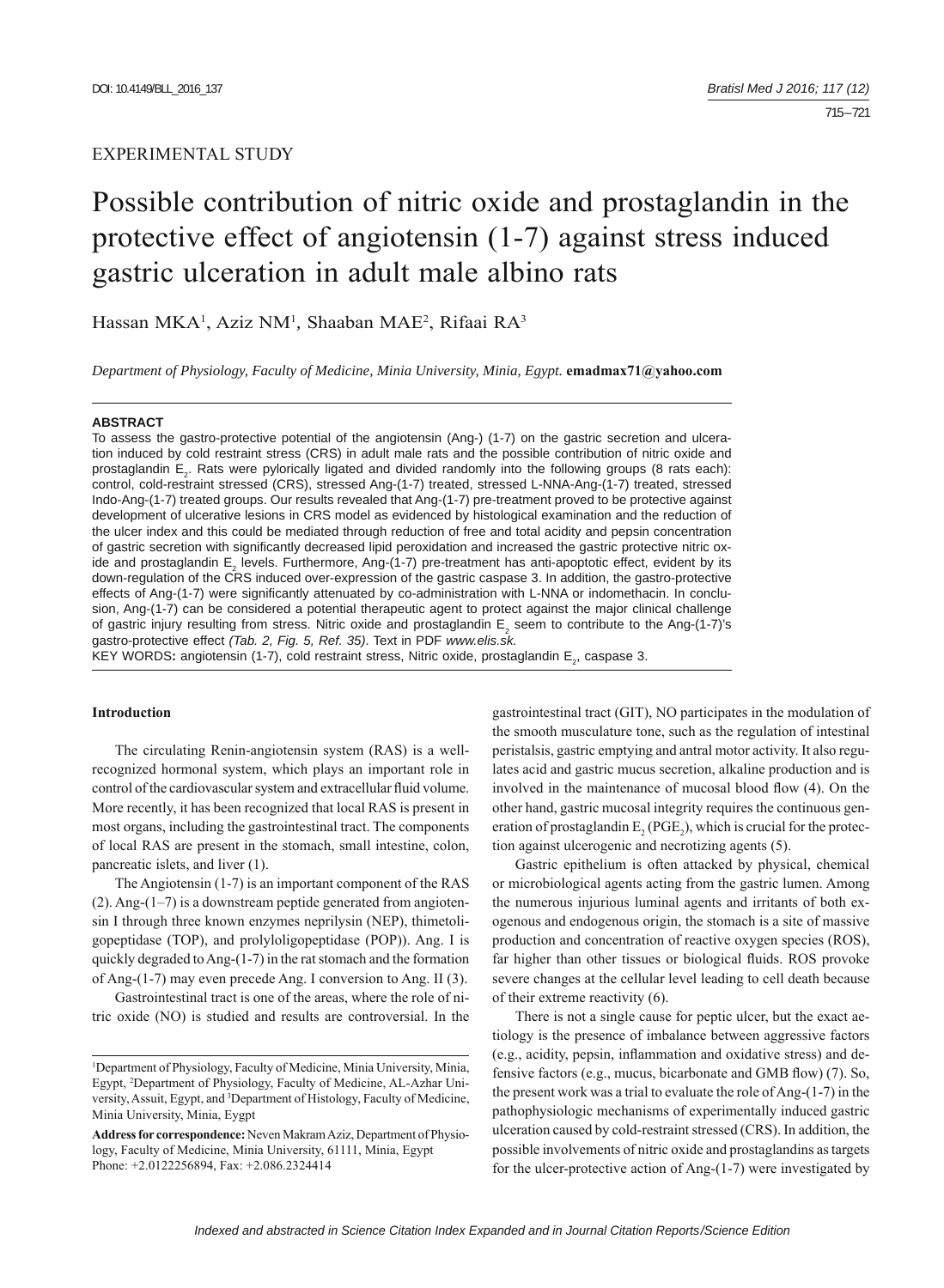EXPERIMENTAL STUDY

# Possible contribution of nitric oxide and prostaglandin in the protective effect of angiotensin (1-7) against stress induced gastric ulceration in adult male albino rats

Hassan MKA[1], Aziz NM[1], Shaaban MAE[2], Rifaai RA[3]

*Department of Physiology, Faculty of Medicine, Minia University, Minia, Egypt.* **emadmax71@yahoo.com**

**ABSTRACT**

To assess the gastro-protective potential of the angiotensin (Ang-) (1-7) on the gastric secretion and ulceration induced by cold restraint stress (CRS) in adult male rats and the possible contribution of nitric oxide and prostaglandin $E_2$. Rats were pylorically ligated and divided randomly into the following groups (8 rats each): control, cold-restraint stressed (CRS), stressed Ang-(1-7) treated, stressed L-NNA-Ang-(1-7) treated, stressed Indo-Ang-(1-7) treated groups. Our results revealed that Ang-(1-7) pre-treatment proved to be protective against development of ulcerative lesions in CRS model as evidenced by histological examination and the reduction of the ulcer index and this could be mediated through reduction of free and total acidity and pepsin concentration of gastric secretion with significantly decreased lipid peroxidation and increased the gastric protective nitric oxide and prostaglandin $E_2$ levels. Furthermore, Ang-(1-7) pre-treatment has anti-apoptotic effect, evident by its down-regulation of the CRS induced over-expression of the gastric caspase 3. In addition, the gastro-protective effects of Ang-(1-7) were significantly attenuated by co-administration with L-NNA or indomethacin. In conclusion, Ang-(1-7) can be considered a potential therapeutic agent to protect against the major clinical challenge of gastric injury resulting from stress. Nitric oxide and prostaglandin $E_2$ seem to contribute to the Ang-(1-7)'s gastro-protective effect *(Tab. 2, Fig. 5, Ref. 35)*. Text in PDF *www.elis.sk.*

KEY WORDS**:** angiotensin (1-7), cold restraint stress, Nitric oxide, prostaglandin $E_2$, caspase 3.

#### Introduction

The circulating Renin-angiotensin system (RAS) is a well-recognized hormonal system, which plays an important role in control of the cardiovascular system and extracellular fluid volume. More recently, it has been recognized that local RAS is present in most organs, including the gastrointestinal tract. The components of local RAS are present in the stomach, small intestine, colon, pancreatic islets, and liver (1).

The Angiotensin (1-7) is an important component of the RAS (2). Ang-(1–7) is a downstream peptide generated from angiotensin I through three known enzymes neprilysin (NEP), thimetoligopeptidase (TOP), and prolyloligopeptidase (POP)). Ang. I is quickly degraded to Ang-(1-7) in the rat stomach and the formation of Ang-(1-7) may even precede Ang. I conversion to Ang. II (3).

Gastrointestinal tract is one of the areas, where the role of nitric oxide (NO) is studied and results are controversial. In the gastrointestinal tract (GIT), NO participates in the modulation of the smooth musculature tone, such as the regulation of intestinal peristalsis, gastric emptying and antral motor activity. It also regulates acid and gastric mucus secretion, alkaline production and is involved in the maintenance of mucosal blood flow (4). On the other hand, gastric mucosal integrity requires the continuous generation of prostaglandin $E_2$ ($PGE_2$), which is crucial for the protection against ulcerogenic and necrotizing agents (5).

Gastric epithelium is often attacked by physical, chemical or microbiological agents acting from the gastric lumen. Among the numerous injurious luminal agents and irritants of both exogenous and endogenous origin, the stomach is a site of massive production and concentration of reactive oxygen species (ROS), far higher than other tissues or biological fluids. ROS provoke severe changes at the cellular level leading to cell death because of their extreme reactivity (6).

There is not a single cause for peptic ulcer, but the exact aetiology is the presence of imbalance between aggressive factors (e.g., acidity, pepsin, inflammation and oxidative stress) and defensive factors (e.g., mucus, bicarbonate and GMB flow) (7). So, the present work was a trial to evaluate the role of Ang-(1-7) in the pathophysiologic mechanisms of experimentally induced gastric ulceration caused by cold-restraint stressed (CRS). In addition, the possible involvements of nitric oxide and prostaglandins as targets for the ulcer-protective action of Ang-(1-7) were investigated by

---

[1]Department of Physiology, Faculty of Medicine, Minia University, Minia, Egypt, [2]Department of Physiology, Faculty of Medicine, AL-Azhar University, Assuit, Egypt, and [3]Department of Histology, Faculty of Medicine, Minia University, Minia, Eygpt

**Address for correspondence:** Neven Makram Aziz, Department of Physiology, Faculty of Medicine, Minia University, 61111, Minia, Egypt
Phone: +2.0122256894, Fax: +2.086.2324414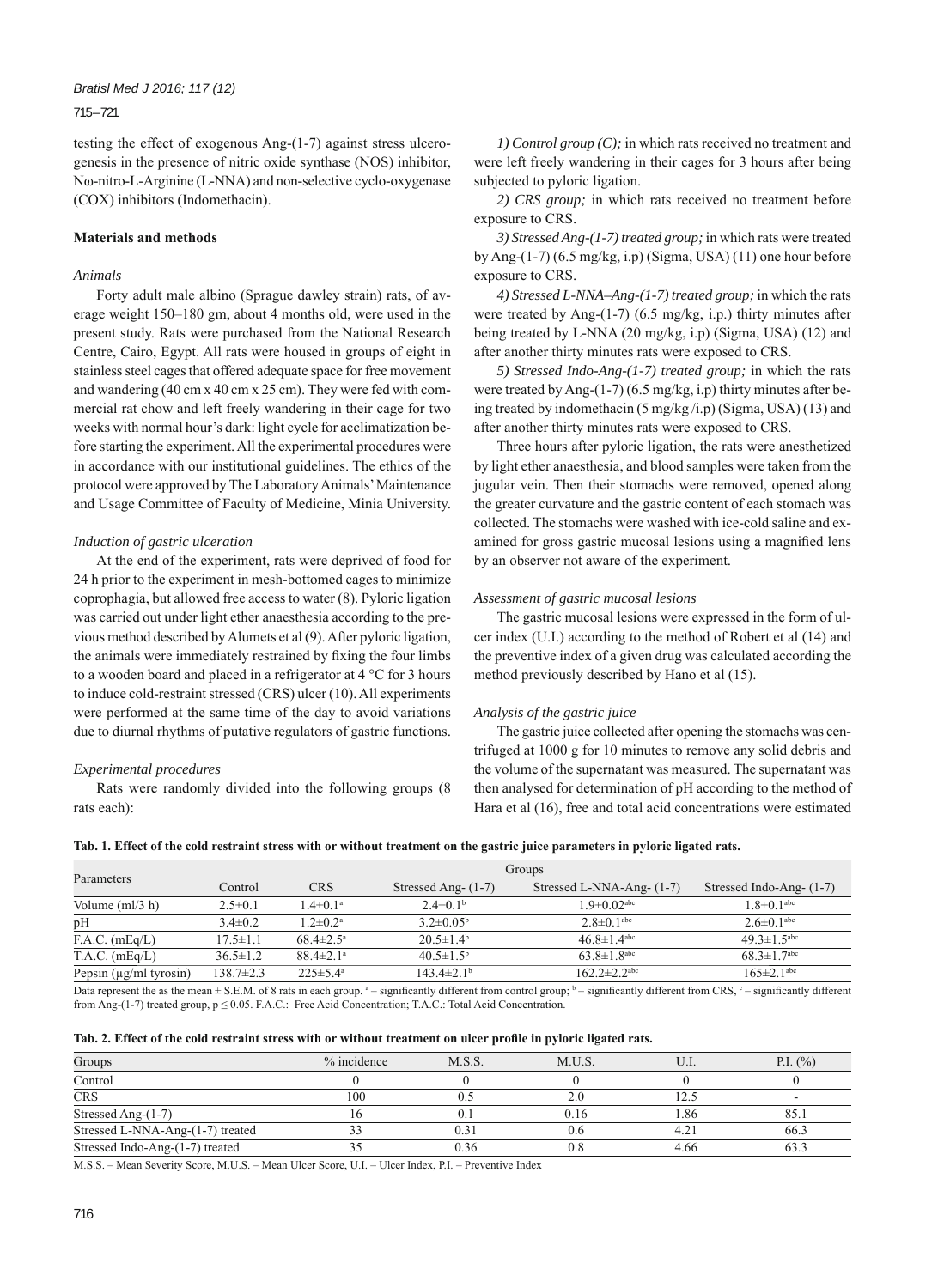testing the effect of exogenous Ang-(1-7) against stress ulcerogenesis in the presence of nitric oxide synthase (NOS) inhibitor, Nω-nitro-L-Arginine (L-NNA) and non-selective cyclo-oxygenase (COX) inhibitors (Indomethacin).

## Materials and methods

### *Animals*

Forty adult male albino (Sprague dawley strain) rats, of average weight 150–180 gm, about 4 months old, were used in the present study. Rats were purchased from the National Research Centre, Cairo, Egypt. All rats were housed in groups of eight in stainless steel cages that offered adequate space for free movement and wandering (40 cm x 40 cm x 25 cm). They were fed with commercial rat chow and left freely wandering in their cage for two weeks with normal hour's dark: light cycle for acclimatization before starting the experiment. All the experimental procedures were in accordance with our institutional guidelines. The ethics of the protocol were approved by The Laboratory Animals' Maintenance and Usage Committee of Faculty of Medicine, Minia University.

### *Induction of gastric ulceration*

At the end of the experiment, rats were deprived of food for 24 h prior to the experiment in mesh-bottomed cages to minimize coprophagia, but allowed free access to water (8). Pyloric ligation was carried out under light ether anaesthesia according to the previous method described by Alumets et al (9). After pyloric ligation, the animals were immediately restrained by fixing the four limbs to a wooden board and placed in a refrigerator at 4 °C for 3 hours to induce cold-restraint stressed (CRS) ulcer (10). All experiments were performed at the same time of the day to avoid variations due to diurnal rhythms of putative regulators of gastric functions.

### *Experimental procedures*

Rats were randomly divided into the following groups (8 rats each):

*1) Control group (C);* in which rats received no treatment and were left freely wandering in their cages for 3 hours after being subjected to pyloric ligation.

*2) CRS group;* in which rats received no treatment before exposure to CRS.

*3) Stressed Ang-(1-7) treated group;* in which rats were treated by Ang-(1-7) (6.5 mg/kg, i.p) (Sigma, USA) (11) one hour before exposure to CRS.

*4) Stressed L-NNA–Ang-(1-7) treated group;* in which the rats were treated by Ang-(1-7) (6.5 mg/kg, i.p.) thirty minutes after being treated by L-NNA (20 mg/kg, i.p) (Sigma, USA) (12) and after another thirty minutes rats were exposed to CRS.

*5) Stressed Indo-Ang-(1-7) treated group;* in which the rats were treated by Ang-(1-7) (6.5 mg/kg, i.p) thirty minutes after being treated by indomethacin (5 mg/kg /i.p) (Sigma, USA) (13) and after another thirty minutes rats were exposed to CRS.

Three hours after pyloric ligation, the rats were anesthetized by light ether anaesthesia, and blood samples were taken from the jugular vein. Then their stomachs were removed, opened along the greater curvature and the gastric content of each stomach was collected. The stomachs were washed with ice-cold saline and examined for gross gastric mucosal lesions using a magnified lens by an observer not aware of the experiment.

### *Assessment of gastric mucosal lesions*

The gastric mucosal lesions were expressed in the form of ulcer index (U.I.) according to the method of Robert et al (14) and the preventive index of a given drug was calculated according the method previously described by Hano et al (15).

### *Analysis of the gastric juice*

The gastric juice collected after opening the stomachs was centrifuged at 1000 g for 10 minutes to remove any solid debris and the volume of the supernatant was measured. The supernatant was then analysed for determination of pH according to the method of Hara et al (16), free and total acid concentrations were estimated

**Tab. 1. Effect of the cold restraint stress with or without treatment on the gastric juice parameters in pyloric ligated rats.**

| Parameters | Groups | | | | |
|---|---|---|---|---|---|
| | Control | CRS | Stressed Ang- (1-7) | Stressed L-NNA-Ang- (1-7) | Stressed Indo-Ang- (1-7) |
| Volume (ml/3 h) | 2.5±0.1 | 1.4±0.1[a] | 2.4±0.1[b] | 1.9±0.02[abc] | 1.8±0.1[abc] |
| pH | 3.4±0.2 | 1.2±0.2[a] | 3.2±0.05[b] | 2.8±0.1[abc] | 2.6±0.1[abc] |
| F.A.C. (mEq/L) | 17.5±1.1 | 68.4±2.5[a] | 20.5±1.4[b] | 46.8±1.4[abc] | 49.3±1.5[abc] |
| T.A.C. (mEq/L) | 36.5±1.2 | 88.4±2.1[a] | 40.5±1.5[b] | 63.8±1.8[abc] | 68.3±1.7[abc] |
| Pepsin (μg/ml tyrosin) | 138.7±2.3 | 225±5.4[a] | 143.4±2.1[b] | 162.2±2.2[abc] | 165±2.1[abc] |

Data represent the as the mean ± S.E.M. of 8 rats in each group. [a] – significantly different from control group; [b] – significantly different from CRS, [c] – significantly different from Ang-(1-7) treated group, $p \leq 0.05$. F.A.C.: Free Acid Concentration; T.A.C.: Total Acid Concentration.

**Tab. 2. Effect of the cold restraint stress with or without treatment on ulcer profile in pyloric ligated rats.**

| Groups | % incidence | M.S.S. | M.U.S. | U.I. | P.I. (%) |
|---|---|---|---|---|---|
| Control | 0 | 0 | 0 | 0 | 0 |
| CRS | 100 | 0.5 | 2.0 | 12.5 | - |
| Stressed Ang-(1-7) | 16 | 0.1 | 0.16 | 1.86 | 85.1 |
| Stressed L-NNA-Ang-(1-7) treated | 33 | 0.31 | 0.6 | 4.21 | 66.3 |
| Stressed Indo-Ang-(1-7) treated | 35 | 0.36 | 0.8 | 4.66 | 63.3 |

M.S.S. – Mean Severity Score, M.U.S. – Mean Ulcer Score, U.I. – Ulcer Index, P.I. – Preventive Index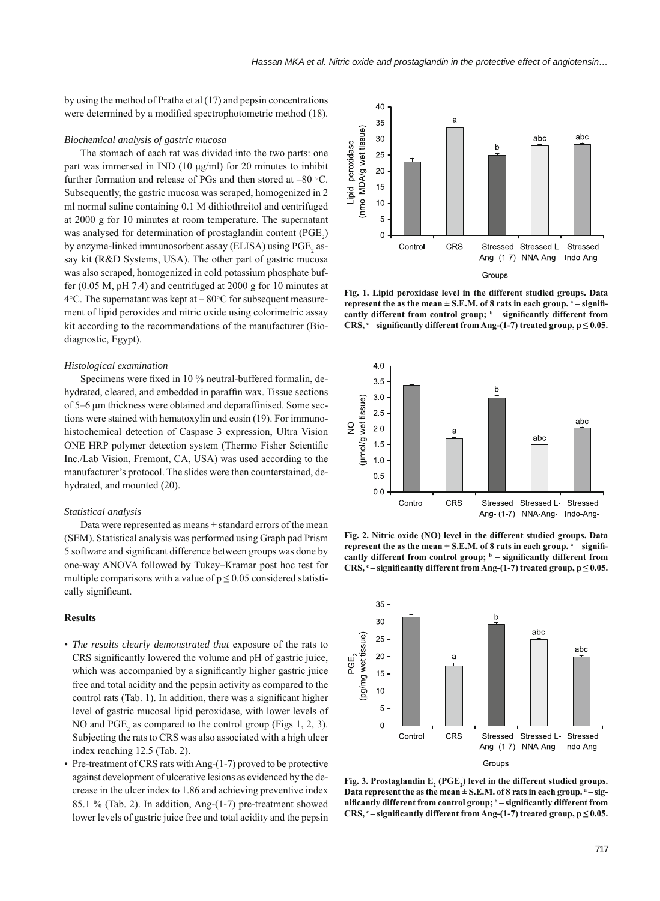by using the method of Pratha et al (17) and pepsin concentrations were determined by a modified spectrophotometric method (18).

*Biochemical analysis of gastric mucosa*

The stomach of each rat was divided into the two parts: one part was immersed in IND (10 µg/ml) for 20 minutes to inhibit further formation and release of PGs and then stored at –80 °C. Subsequently, the gastric mucosa was scraped, homogenized in 2 ml normal saline containing 0.1 M dithiothreitol and centrifuged at 2000 g for 10 minutes at room temperature. The supernatant was analysed for determination of prostaglandin content ($PGE_2$) by enzyme-linked immunosorbent assay (ELISA) using $PGE_2$ assay kit (R&D Systems, USA). The other part of gastric mucosa was also scraped, homogenized in cold potassium phosphate buffer (0.05 M, pH 7.4) and centrifuged at 2000 g for 10 minutes at 4°C. The supernatant was kept at – 80°C for subsequent measurement of lipid peroxides and nitric oxide using colorimetric assay kit according to the recommendations of the manufacturer (Biodiagnostic, Egypt).

*Histological examination*

Specimens were fixed in 10 % neutral-buffered formalin, dehydrated, cleared, and embedded in paraffin wax. Tissue sections of 5–6 µm thickness were obtained and deparaffinised. Some sections were stained with hematoxylin and eosin (19). For immunohistochemical detection of Caspase 3 expression, Ultra Vision ONE HRP polymer detection system (Thermo Fisher Scientific Inc./Lab Vision, Fremont, CA, USA) was used according to the manufacturer's protocol. The slides were then counterstained, dehydrated, and mounted (20).

*Statistical analysis*

Data were represented as means ± standard errors of the mean (SEM). Statistical analysis was performed using Graph pad Prism 5 software and significant difference between groups was done by one-way ANOVA followed by Tukey–Kramar post hoc test for multiple comparisons with a value of $p \leq 0.05$ considered statistically significant.

## Results

- *The results clearly demonstrated that* exposure of the rats to CRS significantly lowered the volume and pH of gastric juice, which was accompanied by a significantly higher gastric juice free and total acidity and the pepsin activity as compared to the control rats (Tab. 1). In addition, there was a significant higher level of gastric mucosal lipid peroxidase, with lower levels of NO and $PGE_2$ as compared to the control group (Figs 1, 2, 3). Subjecting the rats to CRS was also associated with a high ulcer index reaching 12.5 (Tab. 2).
- Pre-treatment of CRS rats with Ang-(1-7) proved to be protective against development of ulcerative lesions as evidenced by the decrease in the ulcer index to 1.86 and achieving preventive index 85.1 % (Tab. 2). In addition, Ang-(1-7) pre-treatment showed lower levels of gastric juice free and total acidity and the pepsin

**Fig. 1. Lipid peroxidase level in the different studied groups. Data represent the as the mean ± S.E.M. of 8 rats in each group. [a] – significantly different from control group; [b] – significantly different from CRS, [c] – significantly different from Ang-(1-7) treated group, $p \leq 0.05$.**

**Fig. 2. Nitric oxide (NO) level in the different studied groups. Data represent the as the mean ± S.E.M. of 8 rats in each group. [a] – significantly different from control group; [b] – significantly different from CRS, [c] – significantly different from Ang-(1-7) treated group, $p \leq 0.05$.**

**Fig. 3. Prostaglandin $E_2$ ($PGE_2$) level in the different studied groups. Data represent the as the mean ± S.E.M. of 8 rats in each group. [a] – significantly different from control group; [b] – significantly different from CRS, [c] – significantly different from Ang-(1-7) treated group, $p \leq 0.05$.**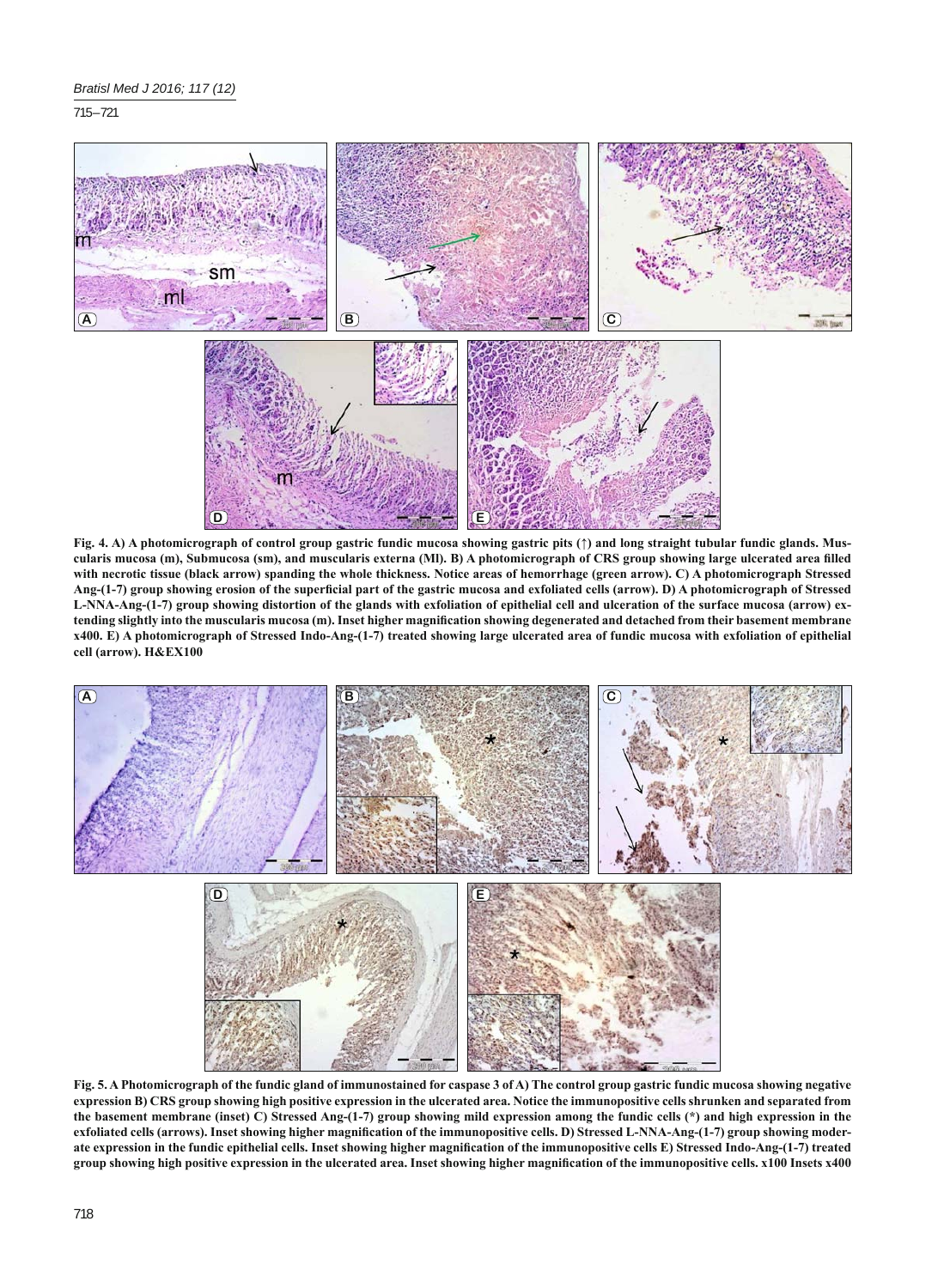**Fig. 4. A) A photomicrograph of control group gastric fundic mucosa showing gastric pits (↑) and long straight tubular fundic glands. Muscularis mucosa (m), Submucosa (sm), and muscularis externa (Ml). B) A photomicrograph of CRS group showing large ulcerated area filled with necrotic tissue (black arrow) spanding the whole thickness. Notice areas of hemorrhage (green arrow). C) A photomicrograph Stressed Ang-(1-7) group showing erosion of the superficial part of the gastric mucosa and exfoliated cells (arrow). D) A photomicrograph of Stressed L-NNA-Ang-(1-7) group showing distortion of the glands with exfoliation of epithelial cell and ulceration of the surface mucosa (arrow) extending slightly into the muscularis mucosa (m). Inset higher magnification showing degenerated and detached from their basement membrane x400. E) A photomicrograph of Stressed Indo-Ang-(1-7) treated showing large ulcerated area of fundic mucosa with exfoliation of epithelial cell (arrow). H&EX100**

**Fig. 5. A Photomicrograph of the fundic gland of immunostained for caspase 3 of A) The control group gastric fundic mucosa showing negative expression B) CRS group showing high positive expression in the ulcerated area. Notice the immunopositive cells shrunken and separated from the basement membrane (inset) C) Stressed Ang-(1-7) group showing mild expression among the fundic cells (*) and high expression in the exfoliated cells (arrows). Inset showing higher magnification of the immunopositive cells. D) Stressed L-NNA-Ang-(1-7) group showing moderate expression in the fundic epithelial cells. Inset showing higher magnification of the immunopositive cells E) Stressed Indo-Ang-(1-7) treated group showing high positive expression in the ulcerated area. Inset showing higher magnification of the immunopositive cells. x100 Insets x400**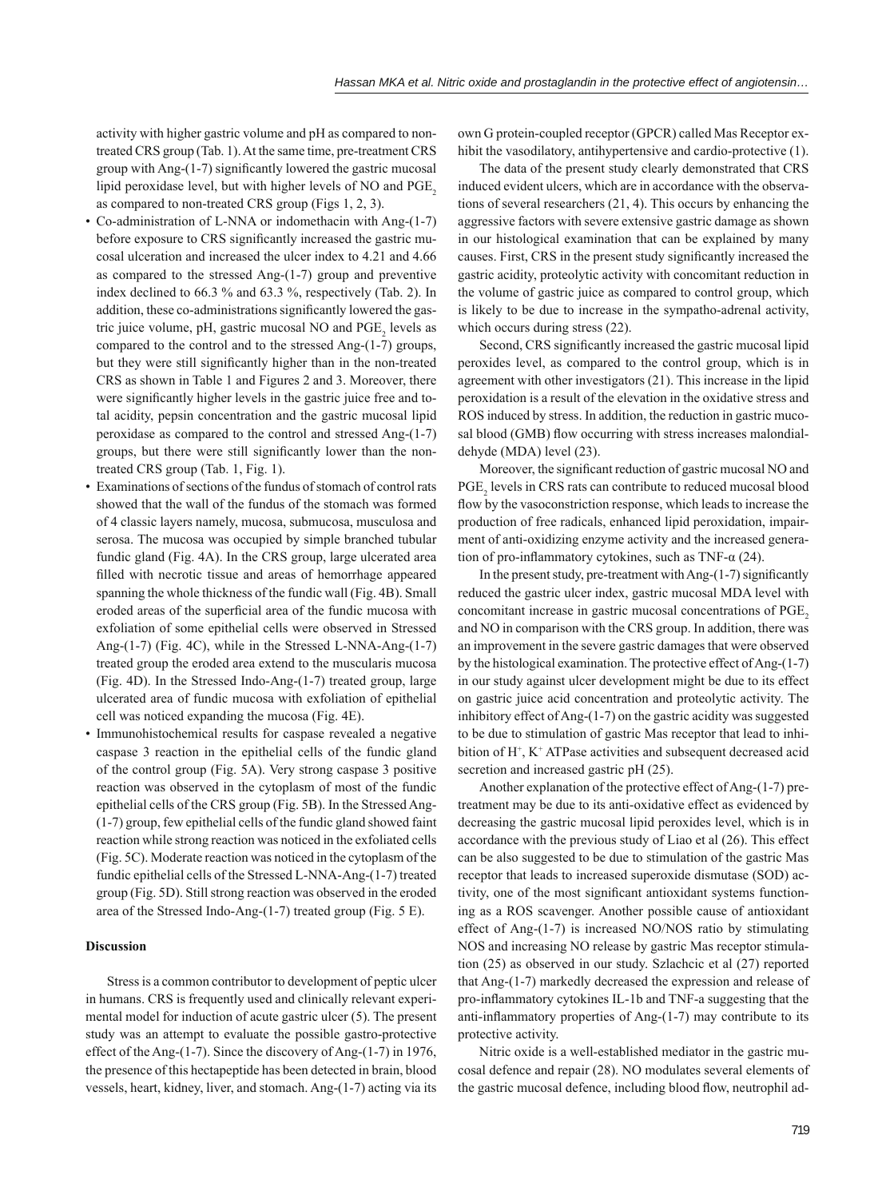activity with higher gastric volume and pH as compared to non-treated CRS group (Tab. 1). At the same time, pre-treatment CRS group with Ang-(1-7) significantly lowered the gastric mucosal lipid peroxidase level, but with higher levels of NO and $PGE_2$ as compared to non-treated CRS group (Figs 1, 2, 3).

- Co-administration of L-NNA or indomethacin with Ang-(1-7) before exposure to CRS significantly increased the gastric mucosal ulceration and increased the ulcer index to 4.21 and 4.66 as compared to the stressed Ang-(1-7) group and preventive index declined to 66.3 % and 63.3 %, respectively (Tab. 2). In addition, these co-administrations significantly lowered the gastric juice volume, pH, gastric mucosal NO and $PGE_2$ levels as compared to the control and to the stressed Ang-(1-7) groups, but they were still significantly higher than in the non-treated CRS as shown in Table 1 and Figures 2 and 3. Moreover, there were significantly higher levels in the gastric juice free and total acidity, pepsin concentration and the gastric mucosal lipid peroxidase as compared to the control and stressed Ang-(1-7) groups, but there were still significantly lower than the non-treated CRS group (Tab. 1, Fig. 1).
- Examinations of sections of the fundus of stomach of control rats showed that the wall of the fundus of the stomach was formed of 4 classic layers namely, mucosa, submucosa, musculosa and serosa. The mucosa was occupied by simple branched tubular fundic gland (Fig. 4A). In the CRS group, large ulcerated area filled with necrotic tissue and areas of hemorrhage appeared spanning the whole thickness of the fundic wall (Fig. 4B). Small eroded areas of the superficial area of the fundic mucosa with exfoliation of some epithelial cells were observed in Stressed Ang-(1-7) (Fig. 4C), while in the Stressed L-NNA-Ang-(1-7) treated group the eroded area extend to the muscularis mucosa (Fig. 4D). In the Stressed Indo-Ang-(1-7) treated group, large ulcerated area of fundic mucosa with exfoliation of epithelial cell was noticed expanding the mucosa (Fig. 4E).
- Immunohistochemical results for caspase revealed a negative caspase 3 reaction in the epithelial cells of the fundic gland of the control group (Fig. 5A). Very strong caspase 3 positive reaction was observed in the cytoplasm of most of the fundic epithelial cells of the CRS group (Fig. 5B). In the Stressed Ang-(1-7) group, few epithelial cells of the fundic gland showed faint reaction while strong reaction was noticed in the exfoliated cells (Fig. 5C). Moderate reaction was noticed in the cytoplasm of the fundic epithelial cells of the Stressed L-NNA-Ang-(1-7) treated group (Fig. 5D). Still strong reaction was observed in the eroded area of the Stressed Indo-Ang-(1-7) treated group (Fig. 5 E).

## Discussion

Stress is a common contributor to development of peptic ulcer in humans. CRS is frequently used and clinically relevant experimental model for induction of acute gastric ulcer (5). The present study was an attempt to evaluate the possible gastro-protective effect of the Ang-(1-7). Since the discovery of Ang-(1-7) in 1976, the presence of this hectapeptide has been detected in brain, blood vessels, heart, kidney, liver, and stomach. Ang-(1-7) acting via its own G protein-coupled receptor (GPCR) called Mas Receptor exhibit the vasodilatory, antihypertensive and cardio-protective (1).

The data of the present study clearly demonstrated that CRS induced evident ulcers, which are in accordance with the observations of several researchers (21, 4). This occurs by enhancing the aggressive factors with severe extensive gastric damage as shown in our histological examination that can be explained by many causes. First, CRS in the present study significantly increased the gastric acidity, proteolytic activity with concomitant reduction in the volume of gastric juice as compared to control group, which is likely to be due to increase in the sympatho-adrenal activity, which occurs during stress (22).

Second, CRS significantly increased the gastric mucosal lipid peroxides level, as compared to the control group, which is in agreement with other investigators (21). This increase in the lipid peroxidation is a result of the elevation in the oxidative stress and ROS induced by stress. In addition, the reduction in gastric mucosal blood (GMB) flow occurring with stress increases malondialdehyde (MDA) level (23).

Moreover, the significant reduction of gastric mucosal NO and $PGE_2$ levels in CRS rats can contribute to reduced mucosal blood flow by the vasoconstriction response, which leads to increase the production of free radicals, enhanced lipid peroxidation, impairment of anti-oxidizing enzyme activity and the increased generation of pro-inflammatory cytokines, such as TNF-α (24).

In the present study, pre-treatment with Ang-(1-7) significantly reduced the gastric ulcer index, gastric mucosal MDA level with concomitant increase in gastric mucosal concentrations of $PGE_2$ and NO in comparison with the CRS group. In addition, there was an improvement in the severe gastric damages that were observed by the histological examination. The protective effect of Ang-(1-7) in our study against ulcer development might be due to its effect on gastric juice acid concentration and proteolytic activity. The inhibitory effect of Ang-(1-7) on the gastric acidity was suggested to be due to stimulation of gastric Mas receptor that lead to inhibition of $H^+$, $K^+$ ATPase activities and subsequent decreased acid secretion and increased gastric pH (25).

Another explanation of the protective effect of Ang-(1-7) pre-treatment may be due to its anti-oxidative effect as evidenced by decreasing the gastric mucosal lipid peroxides level, which is in accordance with the previous study of Liao et al (26). This effect can be also suggested to be due to stimulation of the gastric Mas receptor that leads to increased superoxide dismutase (SOD) activity, one of the most significant antioxidant systems functioning as a ROS scavenger. Another possible cause of antioxidant effect of Ang-(1-7) is increased NO/NOS ratio by stimulating NOS and increasing NO release by gastric Mas receptor stimulation (25) as observed in our study. Szlachcic et al (27) reported that Ang-(1-7) markedly decreased the expression and release of pro-inflammatory cytokines IL-1b and TNF-a suggesting that the anti-inflammatory properties of Ang-(1-7) may contribute to its protective activity.

Nitric oxide is a well-established mediator in the gastric mucosal defence and repair (28). NO modulates several elements of the gastric mucosal defence, including blood flow, neutrophil ad-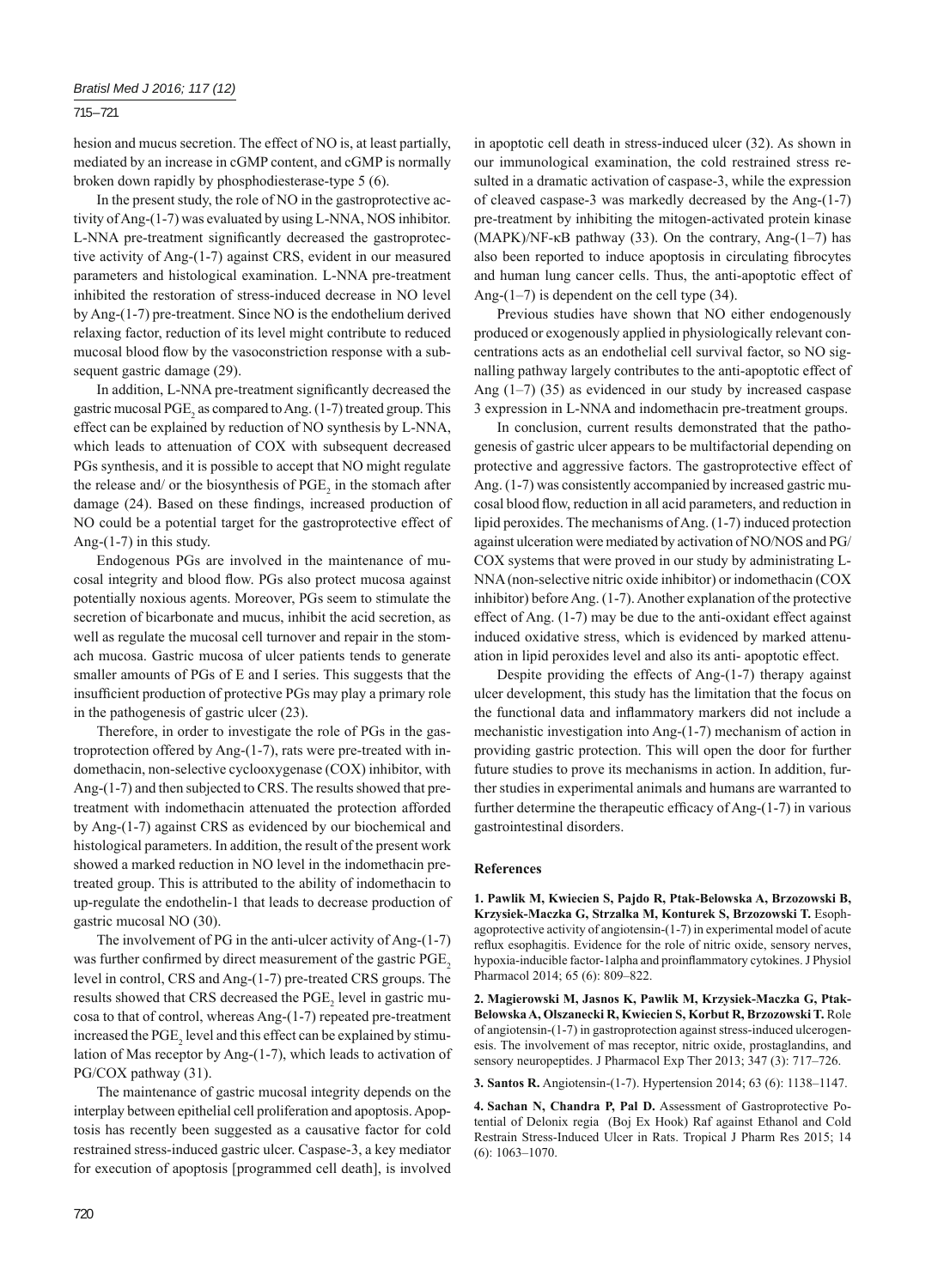hesion and mucus secretion. The effect of NO is, at least partially, mediated by an increase in cGMP content, and cGMP is normally broken down rapidly by phosphodiesterase-type 5 (6).

In the present study, the role of NO in the gastroprotective activity of Ang-(1-7) was evaluated by using L-NNA, NOS inhibitor. L-NNA pre-treatment significantly decreased the gastroprotective activity of Ang-(1-7) against CRS, evident in our measured parameters and histological examination. L-NNA pre-treatment inhibited the restoration of stress-induced decrease in NO level by Ang-(1-7) pre-treatment. Since NO is the endothelium derived relaxing factor, reduction of its level might contribute to reduced mucosal blood flow by the vasoconstriction response with a subsequent gastric damage (29).

In addition, L-NNA pre-treatment significantly decreased the gastric mucosal $PGE_2$ as compared to Ang. (1-7) treated group. This effect can be explained by reduction of NO synthesis by L-NNA, which leads to attenuation of COX with subsequent decreased PGs synthesis, and it is possible to accept that NO might regulate the release and/ or the biosynthesis of $PGE_2$ in the stomach after damage (24). Based on these findings, increased production of NO could be a potential target for the gastroprotective effect of Ang-(1-7) in this study.

Endogenous PGs are involved in the maintenance of mucosal integrity and blood flow. PGs also protect mucosa against potentially noxious agents. Moreover, PGs seem to stimulate the secretion of bicarbonate and mucus, inhibit the acid secretion, as well as regulate the mucosal cell turnover and repair in the stomach mucosa. Gastric mucosa of ulcer patients tends to generate smaller amounts of PGs of E and I series. This suggests that the insufficient production of protective PGs may play a primary role in the pathogenesis of gastric ulcer (23).

Therefore, in order to investigate the role of PGs in the gastroprotection offered by Ang-(1-7), rats were pre-treated with indomethacin, non-selective cyclooxygenase (COX) inhibitor, with Ang-(1-7) and then subjected to CRS. The results showed that pretreatment with indomethacin attenuated the protection afforded by Ang-(1-7) against CRS as evidenced by our biochemical and histological parameters. In addition, the result of the present work showed a marked reduction in NO level in the indomethacin pretreated group. This is attributed to the ability of indomethacin to up-regulate the endothelin-1 that leads to decrease production of gastric mucosal NO (30).

The involvement of PG in the anti-ulcer activity of Ang-(1-7) was further confirmed by direct measurement of the gastric $PGE_2$ level in control, CRS and Ang-(1-7) pre-treated CRS groups. The results showed that CRS decreased the $PGE_2$ level in gastric mucosa to that of control, whereas Ang-(1-7) repeated pre-treatment increased the $PGE_2$ level and this effect can be explained by stimulation of Mas receptor by Ang-(1-7), which leads to activation of PG/COX pathway (31).

The maintenance of gastric mucosal integrity depends on the interplay between epithelial cell proliferation and apoptosis. Apoptosis has recently been suggested as a causative factor for cold restrained stress-induced gastric ulcer. Caspase-3, a key mediator for execution of apoptosis [programmed cell death], is involved in apoptotic cell death in stress-induced ulcer (32). As shown in our immunological examination, the cold restrained stress resulted in a dramatic activation of caspase-3, while the expression of cleaved caspase-3 was markedly decreased by the Ang-(1-7) pre-treatment by inhibiting the mitogen-activated protein kinase (MAPK)/NF-κB pathway (33). On the contrary, Ang-(1–7) has also been reported to induce apoptosis in circulating fibrocytes and human lung cancer cells. Thus, the anti-apoptotic effect of Ang-(1–7) is dependent on the cell type (34).

Previous studies have shown that NO either endogenously produced or exogenously applied in physiologically relevant concentrations acts as an endothelial cell survival factor, so NO signalling pathway largely contributes to the anti-apoptotic effect of Ang (1–7) (35) as evidenced in our study by increased caspase 3 expression in L-NNA and indomethacin pre-treatment groups.

In conclusion, current results demonstrated that the pathogenesis of gastric ulcer appears to be multifactorial depending on protective and aggressive factors. The gastroprotective effect of Ang. (1-7) was consistently accompanied by increased gastric mucosal blood flow, reduction in all acid parameters, and reduction in lipid peroxides. The mechanisms of Ang. (1-7) induced protection against ulceration were mediated by activation of NO/NOS and PG/COX systems that were proved in our study by administrating L-NNA (non-selective nitric oxide inhibitor) or indomethacin (COX inhibitor) before Ang. (1-7). Another explanation of the protective effect of Ang. (1-7) may be due to the anti-oxidant effect against induced oxidative stress, which is evidenced by marked attenuation in lipid peroxides level and also its anti- apoptotic effect.

Despite providing the effects of Ang-(1-7) therapy against ulcer development, this study has the limitation that the focus on the functional data and inflammatory markers did not include a mechanistic investigation into Ang-(1-7) mechanism of action in providing gastric protection. This will open the door for further future studies to prove its mechanisms in action. In addition, further studies in experimental animals and humans are warranted to further determine the therapeutic efficacy of Ang-(1-7) in various gastrointestinal disorders.

## References

**1. Pawlik M, Kwiecien S, Pajdo R, Ptak-Belowska A, Brzozowski B, Krzysiek-Maczka G, Strzalka M, Konturek S, Brzozowski T.** Esophagoprotective activity of angiotensin-(1-7) in experimental model of acute reflux esophagitis. Evidence for the role of nitric oxide, sensory nerves, hypoxia-inducible factor-1alpha and proinflammatory cytokines. J Physiol Pharmacol 2014; 65 (6): 809–822.

**2. Magierowski M, Jasnos K, Pawlik M, Krzysiek-Maczka G, Ptak-Belowska A, Olszanecki R, Kwiecien S, Korbut R, Brzozowski T.** Role of angiotensin-(1-7) in gastroprotection against stress-induced ulcerogenesis. The involvement of mas receptor, nitric oxide, prostaglandins, and sensory neuropeptides. J Pharmacol Exp Ther 2013; 347 (3): 717–726.

**3. Santos R.** Angiotensin-(1-7). Hypertension 2014; 63 (6): 1138–1147.

**4. Sachan N, Chandra P, Pal D.** Assessment of Gastroprotective Potential of Delonix regia (Boj Ex Hook) Raf against Ethanol and Cold Restrain Stress-Induced Ulcer in Rats. Tropical J Pharm Res 2015; 14 (6): 1063–1070.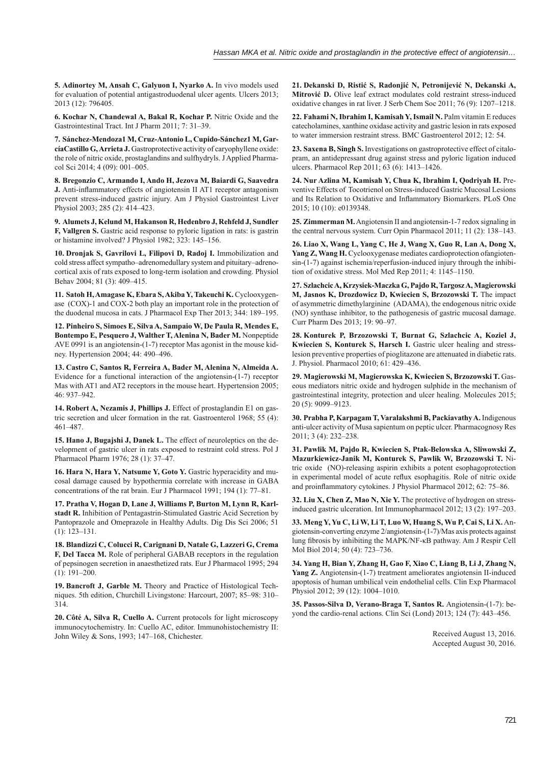**5. Adinortey M, Ansah C, Galyuon I, Nyarko A.** In vivo models used for evaluation of potential antigastroduodenal ulcer agents. Ulcers 2013; 2013 (12): 796405.

**6. Kochar N, Chandewal A, Bakal R, Kochar P.** Nitric Oxide and the Gastrointestinal Tract. Int J Pharm 2011; 7: 31–39.

**7. Sánchez-Mendoza1 M, Cruz-Antonio L, Cupido-Sánchez1 M, GarcíaCastillo G, Arrieta J.** Gastroprotective activity of caryophyllene oxide: the role of nitric oxide, prostaglandins and sulfhydryls. J Applied Pharmacol Sci 2014; 4 (09): 001–005.

**8. Bregonzio C, Armando I, Ando H, Jezova M, Baiardi G, Saavedra J.** Anti-inflammatory effects of angiotensin II AT1 receptor antagonism prevent stress-induced gastric injury. Am J Physiol Gastrointest Liver Physiol 2003; 285 (2): 414–423.

**9. Alumets J, Kelund M, Hakanson R, Hedenbro J, Rehfeld J, Sundler F, Vallgren S.** Gastric acid response to pyloric ligation in rats: is gastrin or histamine involved? J Physiol 1982; 323: 145–156.

**10. Dronjak S, Gavrilovi L, Filipovi D, Radoj I.** Immobilization and cold stress affect sympatho–adrenomedullary system and pituitary–adrenocortical axis of rats exposed to long-term isolation and crowding. Physiol Behav 2004; 81 (3): 409–415.

**11. Satoh H, Amagase K, Ebara S, Akiba Y, Takeuchi K.** Cyclooxygenase (COX)-1 and COX-2 both play an important role in the protection of the duodenal mucosa in cats. J Pharmacol Exp Ther 2013; 344: 189–195.

**12. Pinheiro S, Simoes E, Silva A, Sampaio W, De Paula R, Mendes E, Bontempo E, Pesquero J, Walther T, Alenina N, Bader M.** Nonpeptide AVE 0991 is an angiotensin-(1-7) receptor Mas agonist in the mouse kidney. Hypertension 2004; 44: 490–496.

**13. Castro C, Santos R, Ferreira A, Bader M, Alenina N, Almeida A.** Evidence for a functional interaction of the angiotensin-(1-7) receptor Mas with AT1 and AT2 receptors in the mouse heart. Hypertension 2005; 46: 937–942.

**14. Robert A, Nezamis J, Phillips J.** Effect of prostaglandin E1 on gastric secretion and ulcer formation in the rat. Gastroenterol 1968; 55 (4): 461–487.

**15. Hano J, Bugajshi J, Danek L.** The effect of neuroleptics on the development of gastric ulcer in rats exposed to restraint cold stress. Pol J Pharmacol Pharm 1976; 28 (1): 37–47.

**16. Hara N, Hara Y, Natsume Y, Goto Y.** Gastric hyperacidity and mucosal damage caused by hypothermia correlate with increase in GABA concentrations of the rat brain. Eur J Pharmacol 1991; 194 (1): 77–81.

**17. Pratha V, Hogan D, Lane J, Williams P, Burton M, Lynn R, Karlstadt R.** Inhibition of Pentagastrin-Stimulated Gastric Acid Secretion by Pantoprazole and Omeprazole in Healthy Adults. Dig Dis Sci 2006; 51 (1): 123–131.

**18. Blandizzi C, Colucci R, Carignani D, Natale G, Lazzeri G, Crema F, Del Tacca M.** Role of peripheral GABAB receptors in the regulation of pepsinogen secretion in anaesthetized rats. Eur J Pharmacol 1995; 294 (1): 191–200.

**19. Bancroft J, Garble M.** Theory and Practice of Histological Techniques. 5th edition, Churchill Livingstone: Harcourt, 2007; 85–98: 310–314.

**20. Côté A, Silva R, Cuello A.** Current protocols for light microscopy immunocytochemistry. In: Cuello AC, editor. Immunohistochemistry II: John Wiley & Sons, 1993; 147–168, Chichester.

**21. Dekanski D, Ristić S, Radonjić N, Petronijević N, Dekanski A, Mitrović D.** Olive leaf extract modulates cold restraint stress-induced oxidative changes in rat liver. J Serb Chem Soc 2011; 76 (9): 1207–1218.

**22. Fahami N, Ibrahim I, Kamisah Y, Ismail N.** Palm vitamin E reduces catecholamines, xanthine oxidase activity and gastric lesion in rats exposed to water immersion restraint stress. BMC Gastroenterol 2012; 12: 54.

**23. Saxena B, Singh S.** Investigations on gastroprotective effect of citalopram, an antidepressant drug against stress and pyloric ligation induced ulcers. Pharmacol Rep 2011; 63 (6): 1413–1426.

**24. Nur Azlina M, Kamisah Y, Chua K, Ibrahim I, Qodriyah H.** Preventive Effects of Tocotrienol on Stress-induced Gastric Mucosal Lesions and Its Relation to Oxidative and Inflammatory Biomarkers. PLoS One 2015; 10 (10): e0139348.

**25. Zimmerman M.** Angiotensin II and angiotensin-1-7 redox signaling in the central nervous system. Curr Opin Pharmacol 2011; 11 (2): 138–143.

**26. Liao X, Wang L, Yang C, He J, Wang X, Guo R, Lan A, Dong X, Yang Z, Wang H.** Cyclooxygenase mediates cardioprotection ofangiotensin-(1-7) against ischemia/reperfusion-induced injury through the inhibition of oxidative stress. Mol Med Rep 2011; 4: 1145–1150.

**27. Szlachcic A, Krzysiek-Maczka G, Pajdo R, Targosz A, Magierowski M, Jasnos K, Drozdowicz D, Kwiecien S, Brzozowski T.** The impact of asymmetric dimethylarginine (ADAMA), the endogenous nitric oxide (NO) synthase inhibitor, to the pathogenesis of gastric mucosal damage. Curr Pharm Des 2013; 19: 90–97.

**28. Konturek P, Brzozowski T, Burnat G, Szlachcic A, Koziel J, Kwiecien S, Konturek S, Harsch I.** Gastric ulcer healing and stress-lesion preventive properties of pioglitazone are attenuated in diabetic rats. J. Physiol. Pharmacol 2010; 61: 429–436.

**29. Magierowski M, Magierowska K, Kwiecien S, Brzozowski T.** Gaseous mediators nitric oxide and hydrogen sulphide in the mechanism of gastrointestinal integrity, protection and ulcer healing. Molecules 2015; 20 (5): 9099–9123.

**30. Prabha P, Karpagam T, Varalakshmi B, Packiavathy A.** Indigenous anti-ulcer activity of Musa sapientum on peptic ulcer. Pharmacognosy Res 2011; 3 (4): 232–238.

**31. Pawlik M, Pajdo R, Kwiecien S, Ptak-Belowska A, Sliwowski Z, Mazurkiewicz-Janik M, Konturek S, Pawlik W, Brzozowski T.** Nitric oxide (NO)-releasing aspirin exhibits a potent esophagoprotection in experimental model of acute reflux esophagitis. Role of nitric oxide and proinflammatory cytokines. J Physiol Pharmacol 2012; 62: 75–86.

**32. Liu X, Chen Z, Mao N, Xie Y.** The protective of hydrogen on stress-induced gastric ulceration. Int Immunopharmacol 2012; 13 (2): 197–203.

**33. Meng Y, Yu C, Li W, Li T, Luo W, Huang S, Wu P, Cai S, Li X.** Angiotensin-converting enzyme 2/angiotensin-(1-7)/Mas axis protects against lung fibrosis by inhibiting the MAPK/NF-κB pathway. Am J Respir Cell Mol Biol 2014; 50 (4): 723–736.

**34. Yang H, Bian Y, Zhang H, Gao F, Xiao C, Liang B, Li J, Zhang N, Yang Z.** Angiotensin-(1-7) treatment ameliorates angiotensin II-induced apoptosis of human umbilical vein endothelial cells. Clin Exp Pharmacol Physiol 2012; 39 (12): 1004–1010.

**35. Passos-Silva D, Verano-Braga T, Santos R.** Angiotensin-(1-7): beyond the cardio-renal actions. Clin Sci (Lond) 2013; 124 (7): 443–456.

Received August 13, 2016.
Accepted August 30, 2016.